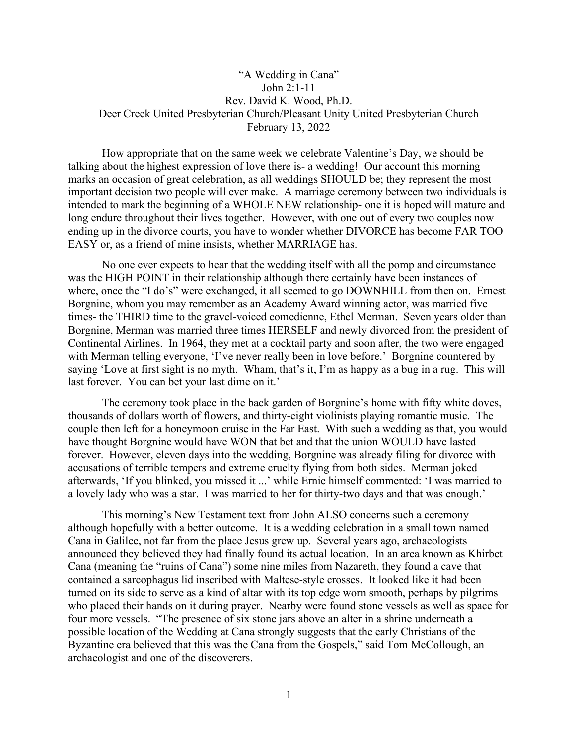“A Wedding in Cana”
John 2:1-11
Rev. David K. Wood, Ph.D.
Deer Creek United Presbyterian Church/Pleasant Unity United Presbyterian Church
February 13, 2022

How appropriate that on the same week we celebrate Valentine’s Day, we should be talking about the highest expression of love there is- a wedding! Our account this morning marks an occasion of great celebration, as all weddings SHOULD be; they represent the most important decision two people will ever make. A marriage ceremony between two individuals is intended to mark the beginning of a WHOLE NEW relationship- one it is hoped will mature and long endure throughout their lives together. However, with one out of every two couples now ending up in the divorce courts, you have to wonder whether DIVORCE has become FAR TOO EASY or, as a friend of mine insists, whether MARRIAGE has.

No one ever expects to hear that the wedding itself with all the pomp and circumstance was the HIGH POINT in their relationship although there certainly have been instances of where, once the “I do’s” were exchanged, it all seemed to go DOWNHILL from then on. Ernest Borgnine, whom you may remember as an Academy Award winning actor, was married five times- the THIRD time to the gravel-voiced comedienne, Ethel Merman. Seven years older than Borgnine, Merman was married three times HERSELF and newly divorced from the president of Continental Airlines. In 1964, they met at a cocktail party and soon after, the two were engaged with Merman telling everyone, ‘I’ve never really been in love before.’ Borgnine countered by saying ‘Love at first sight is no myth. Wham, that’s it, I’m as happy as a bug in a rug. This will last forever. You can bet your last dime on it.’

The ceremony took place in the back garden of Borgnine’s home with fifty white doves, thousands of dollars worth of flowers, and thirty-eight violinists playing romantic music. The couple then left for a honeymoon cruise in the Far East. With such a wedding as that, you would have thought Borgnine would have WON that bet and that the union WOULD have lasted forever. However, eleven days into the wedding, Borgnine was already filing for divorce with accusations of terrible tempers and extreme cruelty flying from both sides. Merman joked afterwards, ‘If you blinked, you missed it ...’ while Ernie himself commented: ‘I was married to a lovely lady who was a star. I was married to her for thirty-two days and that was enough.’

This morning’s New Testament text from John ALSO concerns such a ceremony although hopefully with a better outcome. It is a wedding celebration in a small town named Cana in Galilee, not far from the place Jesus grew up. Several years ago, archaeologists announced they believed they had finally found its actual location. In an area known as Khirbet Cana (meaning the “ruins of Cana”) some nine miles from Nazareth, they found a cave that contained a sarcophagus lid inscribed with Maltese-style crosses. It looked like it had been turned on its side to serve as a kind of altar with its top edge worn smooth, perhaps by pilgrims who placed their hands on it during prayer. Nearby were found stone vessels as well as space for four more vessels. “The presence of six stone jars above an alter in a shrine underneath a possible location of the Wedding at Cana strongly suggests that the early Christians of the Byzantine era believed that this was the Cana from the Gospels,” said Tom McCollough, an archaeologist and one of the discoverers.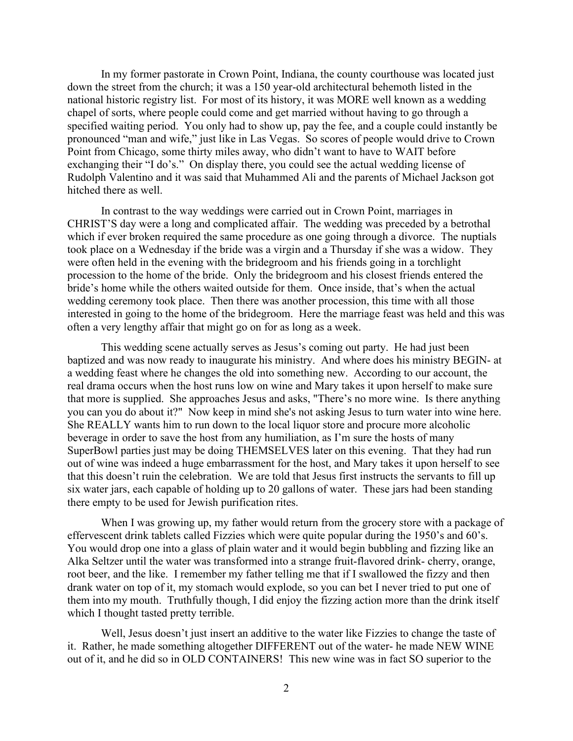In my former pastorate in Crown Point, Indiana, the county courthouse was located just down the street from the church; it was a 150 year-old architectural behemoth listed in the national historic registry list. For most of its history, it was MORE well known as a wedding chapel of sorts, where people could come and get married without having to go through a specified waiting period. You only had to show up, pay the fee, and a couple could instantly be pronounced "man and wife," just like in Las Vegas. So scores of people would drive to Crown Point from Chicago, some thirty miles away, who didn't want to have to WAIT before exchanging their "I do's." On display there, you could see the actual wedding license of Rudolph Valentino and it was said that Muhammed Ali and the parents of Michael Jackson got hitched there as well.

In contrast to the way weddings were carried out in Crown Point, marriages in CHRIST'S day were a long and complicated affair. The wedding was preceded by a betrothal which if ever broken required the same procedure as one going through a divorce. The nuptials took place on a Wednesday if the bride was a virgin and a Thursday if she was a widow. They were often held in the evening with the bridegroom and his friends going in a torchlight procession to the home of the bride. Only the bridegroom and his closest friends entered the bride's home while the others waited outside for them. Once inside, that's when the actual wedding ceremony took place. Then there was another procession, this time with all those interested in going to the home of the bridegroom. Here the marriage feast was held and this was often a very lengthy affair that might go on for as long as a week.

This wedding scene actually serves as Jesus's coming out party. He had just been baptized and was now ready to inaugurate his ministry. And where does his ministry BEGIN- at a wedding feast where he changes the old into something new. According to our account, the real drama occurs when the host runs low on wine and Mary takes it upon herself to make sure that more is supplied. She approaches Jesus and asks, "There's no more wine. Is there anything you can you do about it?" Now keep in mind she's not asking Jesus to turn water into wine here. She REALLY wants him to run down to the local liquor store and procure more alcoholic beverage in order to save the host from any humiliation, as I'm sure the hosts of many SuperBowl parties just may be doing THEMSELVES later on this evening. That they had run out of wine was indeed a huge embarrassment for the host, and Mary takes it upon herself to see that this doesn't ruin the celebration. We are told that Jesus first instructs the servants to fill up six water jars, each capable of holding up to 20 gallons of water. These jars had been standing there empty to be used for Jewish purification rites.

When I was growing up, my father would return from the grocery store with a package of effervescent drink tablets called Fizzies which were quite popular during the 1950's and 60's. You would drop one into a glass of plain water and it would begin bubbling and fizzing like an Alka Seltzer until the water was transformed into a strange fruit-flavored drink- cherry, orange, root beer, and the like. I remember my father telling me that if I swallowed the fizzy and then drank water on top of it, my stomach would explode, so you can bet I never tried to put one of them into my mouth. Truthfully though, I did enjoy the fizzing action more than the drink itself which I thought tasted pretty terrible.

Well, Jesus doesn't just insert an additive to the water like Fizzies to change the taste of it. Rather, he made something altogether DIFFERENT out of the water- he made NEW WINE out of it, and he did so in OLD CONTAINERS! This new wine was in fact SO superior to the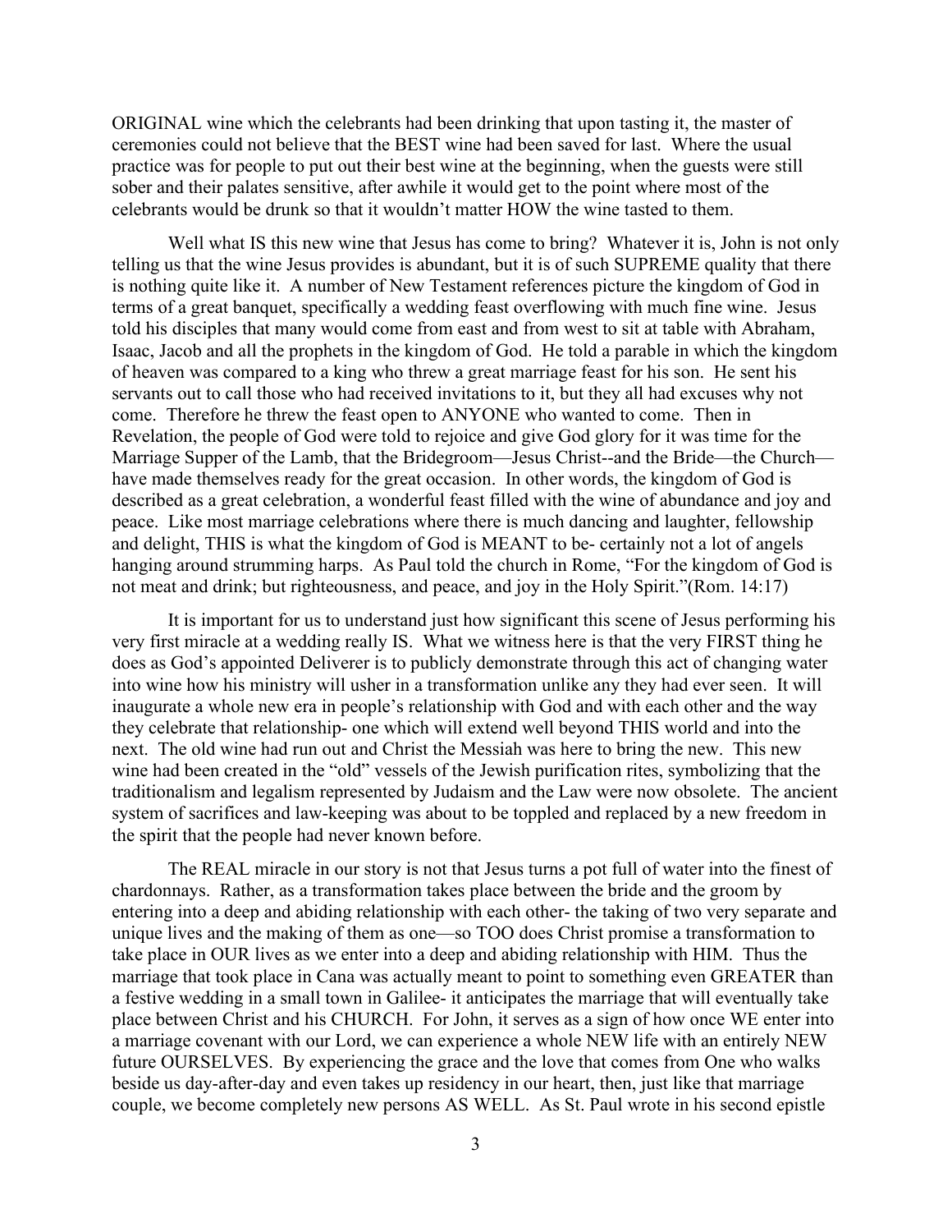ORIGINAL wine which the celebrants had been drinking that upon tasting it, the master of ceremonies could not believe that the BEST wine had been saved for last. Where the usual practice was for people to put out their best wine at the beginning, when the guests were still sober and their palates sensitive, after awhile it would get to the point where most of the celebrants would be drunk so that it wouldn't matter HOW the wine tasted to them.

Well what IS this new wine that Jesus has come to bring? Whatever it is, John is not only telling us that the wine Jesus provides is abundant, but it is of such SUPREME quality that there is nothing quite like it. A number of New Testament references picture the kingdom of God in terms of a great banquet, specifically a wedding feast overflowing with much fine wine. Jesus told his disciples that many would come from east and from west to sit at table with Abraham, Isaac, Jacob and all the prophets in the kingdom of God. He told a parable in which the kingdom of heaven was compared to a king who threw a great marriage feast for his son. He sent his servants out to call those who had received invitations to it, but they all had excuses why not come. Therefore he threw the feast open to ANYONE who wanted to come. Then in Revelation, the people of God were told to rejoice and give God glory for it was time for the Marriage Supper of the Lamb, that the Bridegroom—Jesus Christ--and the Bride—the Church—have made themselves ready for the great occasion. In other words, the kingdom of God is described as a great celebration, a wonderful feast filled with the wine of abundance and joy and peace. Like most marriage celebrations where there is much dancing and laughter, fellowship and delight, THIS is what the kingdom of God is MEANT to be- certainly not a lot of angels hanging around strumming harps. As Paul told the church in Rome, "For the kingdom of God is not meat and drink; but righteousness, and peace, and joy in the Holy Spirit."(Rom. 14:17)

It is important for us to understand just how significant this scene of Jesus performing his very first miracle at a wedding really IS. What we witness here is that the very FIRST thing he does as God's appointed Deliverer is to publicly demonstrate through this act of changing water into wine how his ministry will usher in a transformation unlike any they had ever seen. It will inaugurate a whole new era in people's relationship with God and with each other and the way they celebrate that relationship- one which will extend well beyond THIS world and into the next. The old wine had run out and Christ the Messiah was here to bring the new. This new wine had been created in the "old" vessels of the Jewish purification rites, symbolizing that the traditionalism and legalism represented by Judaism and the Law were now obsolete. The ancient system of sacrifices and law-keeping was about to be toppled and replaced by a new freedom in the spirit that the people had never known before.

The REAL miracle in our story is not that Jesus turns a pot full of water into the finest of chardonnays. Rather, as a transformation takes place between the bride and the groom by entering into a deep and abiding relationship with each other- the taking of two very separate and unique lives and the making of them as one—so TOO does Christ promise a transformation to take place in OUR lives as we enter into a deep and abiding relationship with HIM. Thus the marriage that took place in Cana was actually meant to point to something even GREATER than a festive wedding in a small town in Galilee- it anticipates the marriage that will eventually take place between Christ and his CHURCH. For John, it serves as a sign of how once WE enter into a marriage covenant with our Lord, we can experience a whole NEW life with an entirely NEW future OURSELVES. By experiencing the grace and the love that comes from One who walks beside us day-after-day and even takes up residency in our heart, then, just like that marriage couple, we become completely new persons AS WELL. As St. Paul wrote in his second epistle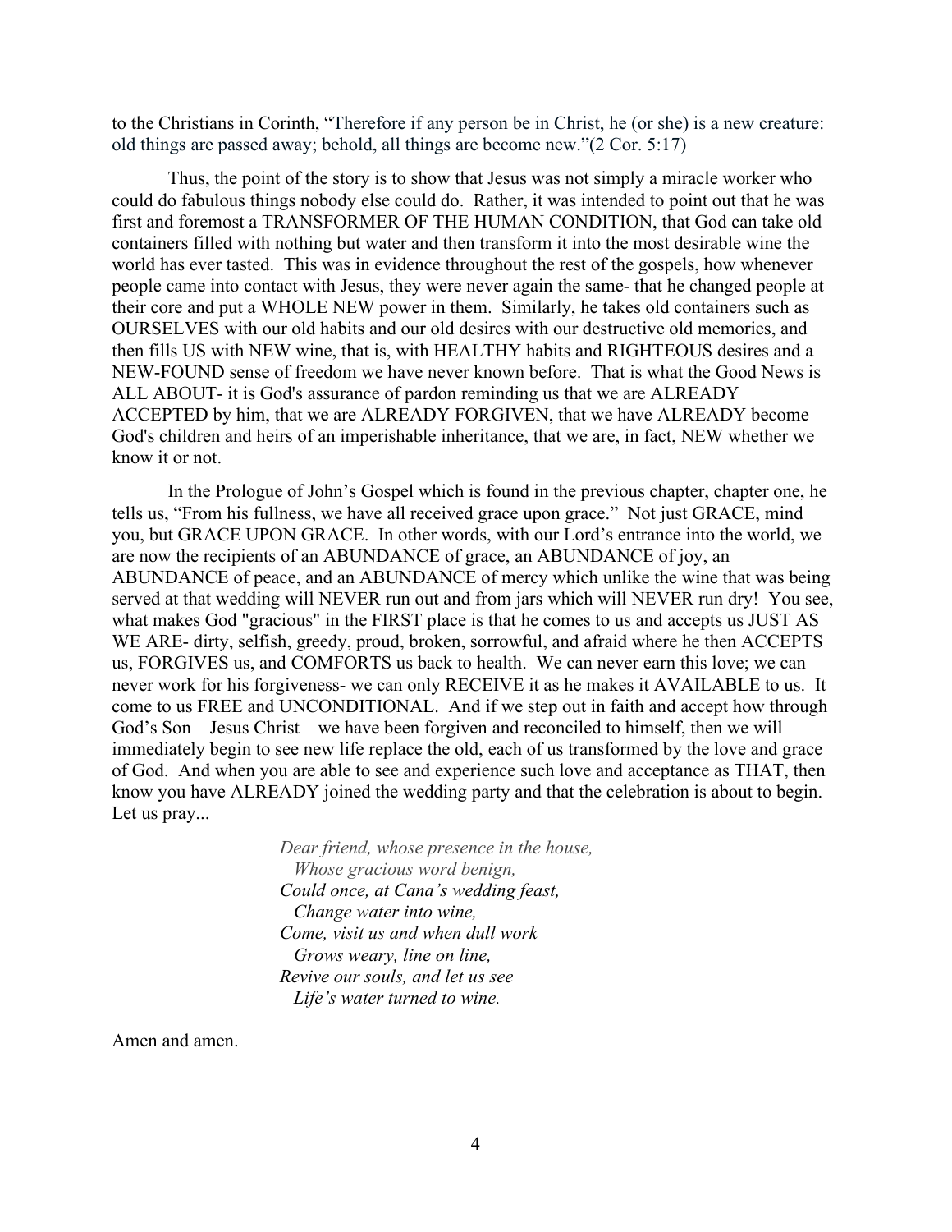to the Christians in Corinth, "Therefore if any person be in Christ, he (or she) is a new creature: old things are passed away; behold, all things are become new."(2 Cor. 5:17)

Thus, the point of the story is to show that Jesus was not simply a miracle worker who could do fabulous things nobody else could do. Rather, it was intended to point out that he was first and foremost a TRANSFORMER OF THE HUMAN CONDITION, that God can take old containers filled with nothing but water and then transform it into the most desirable wine the world has ever tasted. This was in evidence throughout the rest of the gospels, how whenever people came into contact with Jesus, they were never again the same- that he changed people at their core and put a WHOLE NEW power in them. Similarly, he takes old containers such as OURSELVES with our old habits and our old desires with our destructive old memories, and then fills US with NEW wine, that is, with HEALTHY habits and RIGHTEOUS desires and a NEW-FOUND sense of freedom we have never known before. That is what the Good News is ALL ABOUT- it is God's assurance of pardon reminding us that we are ALREADY ACCEPTED by him, that we are ALREADY FORGIVEN, that we have ALREADY become God's children and heirs of an imperishable inheritance, that we are, in fact, NEW whether we know it or not.

In the Prologue of John's Gospel which is found in the previous chapter, chapter one, he tells us, "From his fullness, we have all received grace upon grace." Not just GRACE, mind you, but GRACE UPON GRACE. In other words, with our Lord's entrance into the world, we are now the recipients of an ABUNDANCE of grace, an ABUNDANCE of joy, an ABUNDANCE of peace, and an ABUNDANCE of mercy which unlike the wine that was being served at that wedding will NEVER run out and from jars which will NEVER run dry! You see, what makes God "gracious" in the FIRST place is that he comes to us and accepts us JUST AS WE ARE- dirty, selfish, greedy, proud, broken, sorrowful, and afraid where he then ACCEPTS us, FORGIVES us, and COMFORTS us back to health. We can never earn this love; we can never work for his forgiveness- we can only RECEIVE it as he makes it AVAILABLE to us. It come to us FREE and UNCONDITIONAL. And if we step out in faith and accept how through God's Son—Jesus Christ—we have been forgiven and reconciled to himself, then we will immediately begin to see new life replace the old, each of us transformed by the love and grace of God. And when you are able to see and experience such love and acceptance as THAT, then know you have ALREADY joined the wedding party and that the celebration is about to begin. Let us pray...

*Dear friend, whose presence in the house,*
*Whose gracious word benign,*
*Could once, at Cana's wedding feast,*
*Change water into wine,*
*Come, visit us and when dull work*
*Grows weary, line on line,*
*Revive our souls, and let us see*
*Life's water turned to wine.*

Amen and amen.